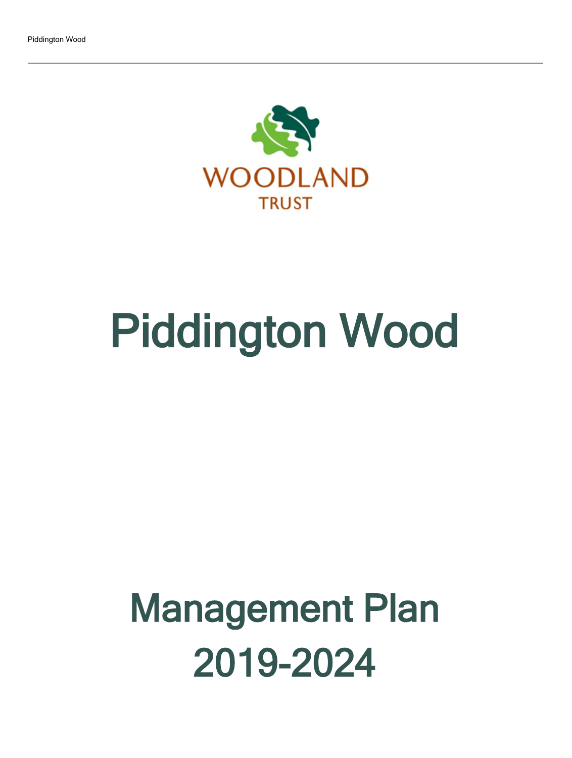WOODLAND
TRUST

# Piddington Wood

# Management Plan 2019-2024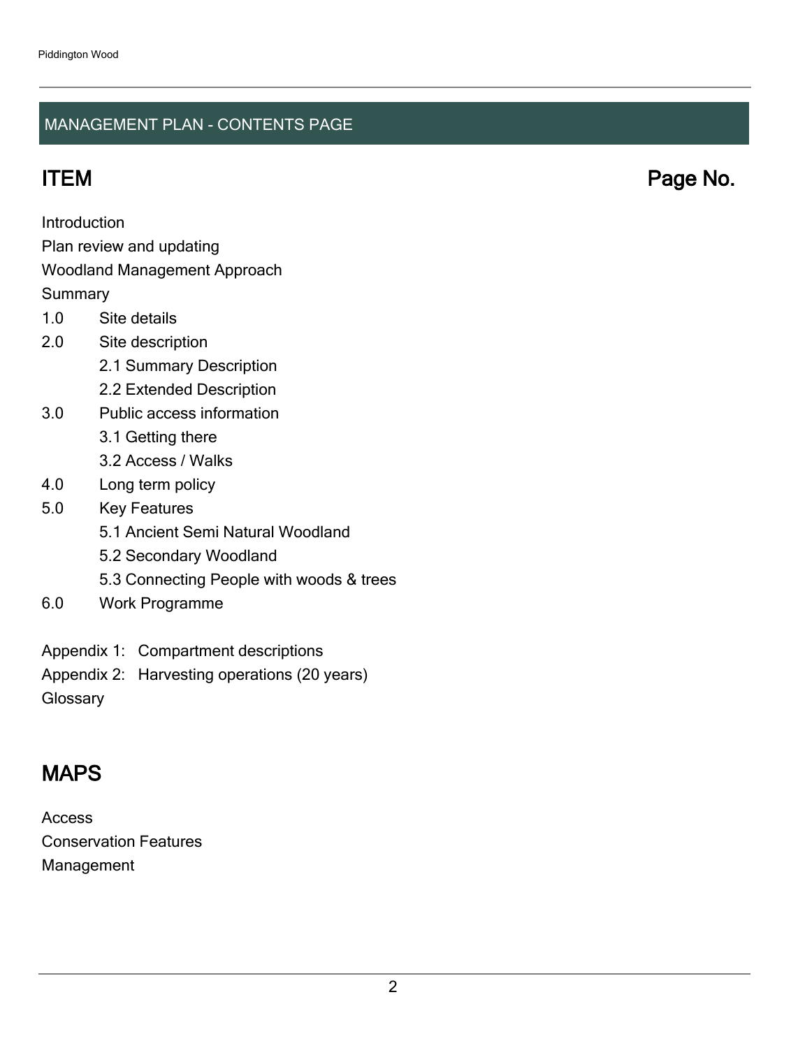## MANAGEMENT PLAN - CONTENTS PAGE

## ITEM Page No.

Introduction

Plan review and updating

Woodland Management Approach

Summary

1.0 Site details

2.0 Site description

- 2.1 Summary Description
- 2.2 Extended Description

3.0 Public access information

- 3.1 Getting there
- 3.2 Access / Walks

4.0 Long term policy

5.0 Key Features

- 5.1 Ancient Semi Natural Woodland
- 5.2 Secondary Woodland
- 5.3 Connecting People with woods & trees

6.0 Work Programme

Appendix 1: Compartment descriptions

Appendix 2: Harvesting operations (20 years)

Glossary

## MAPS

Access

Conservation Features

Management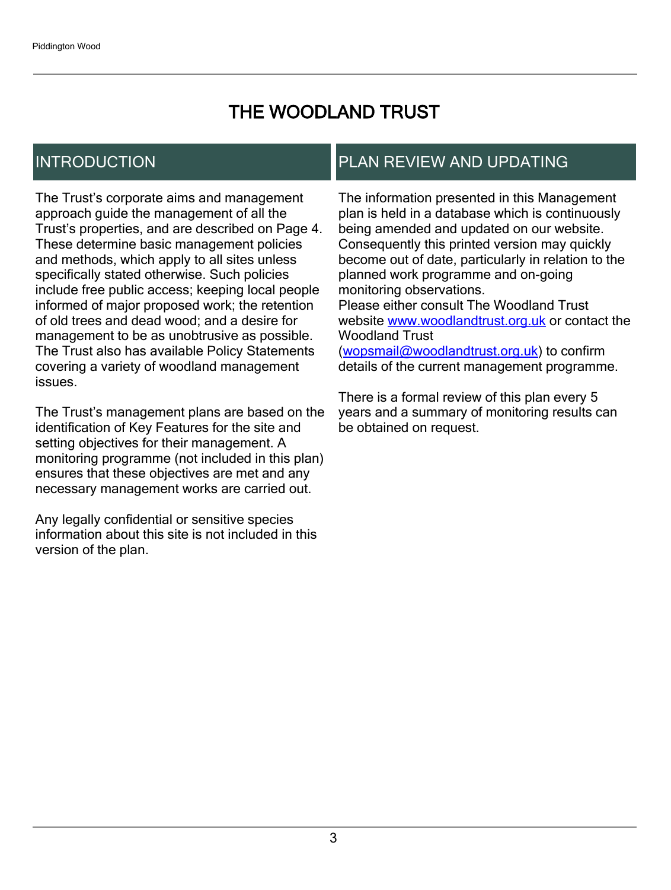# THE WOODLAND TRUST

## INTRODUCTION

The Trust’s corporate aims and management approach guide the management of all the Trust’s properties, and are described on Page 4. These determine basic management policies and methods, which apply to all sites unless specifically stated otherwise. Such policies include free public access; keeping local people informed of major proposed work; the retention of old trees and dead wood; and a desire for management to be as unobtrusive as possible. The Trust also has available Policy Statements covering a variety of woodland management issues.

The Trust’s management plans are based on the identification of Key Features for the site and setting objectives for their management. A monitoring programme (not included in this plan) ensures that these objectives are met and any necessary management works are carried out.

Any legally confidential or sensitive species information about this site is not included in this version of the plan.

## PLAN REVIEW AND UPDATING

The information presented in this Management plan is held in a database which is continuously being amended and updated on our website. Consequently this printed version may quickly become out of date, particularly in relation to the planned work programme and on-going monitoring observations.
Please either consult The Woodland Trust website [www.woodlandtrust.org.uk](http://www.woodlandtrust.org.uk) or contact the Woodland Trust ([wopsmail@woodlandtrust.org.uk](mailto:wopsmail@woodlandtrust.org.uk)) to confirm details of the current management programme.

There is a formal review of this plan every 5 years and a summary of monitoring results can be obtained on request.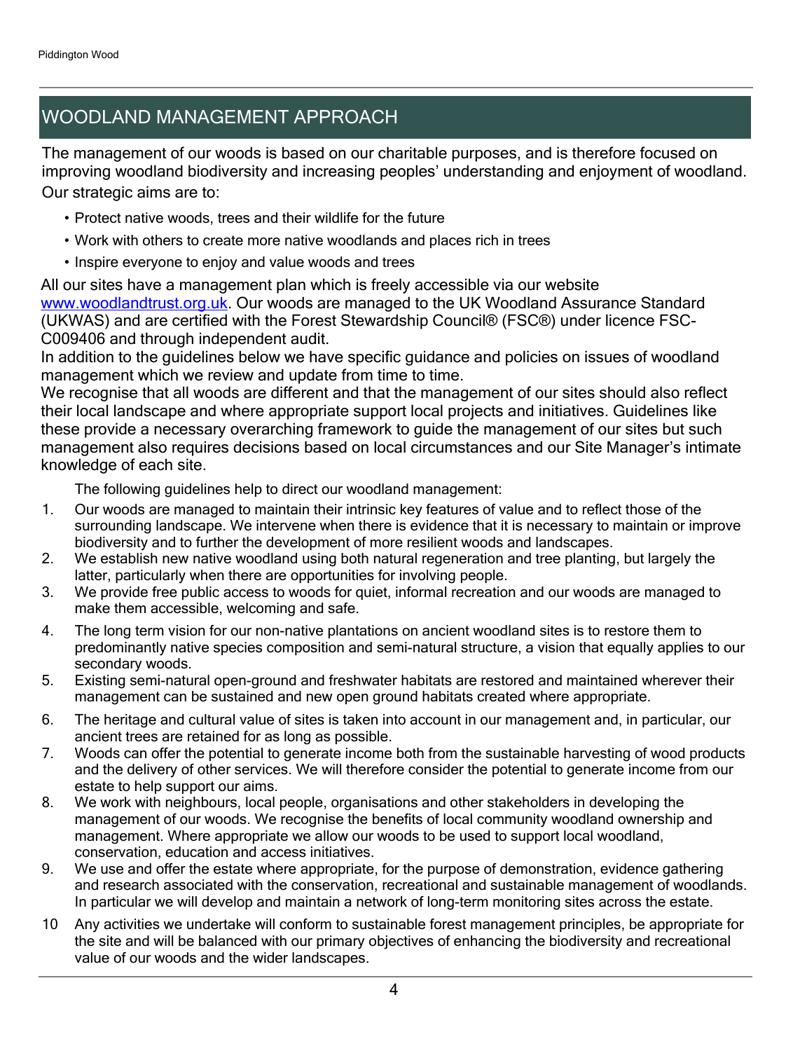## WOODLAND MANAGEMENT APPROACH

The management of our woods is based on our charitable purposes, and is therefore focused on improving woodland biodiversity and increasing peoples' understanding and enjoyment of woodland. Our strategic aims are to:

- Protect native woods, trees and their wildlife for the future
- Work with others to create more native woodlands and places rich in trees
- Inspire everyone to enjoy and value woods and trees

All our sites have a management plan which is freely accessible via our website www.woodlandtrust.org.uk. Our woods are managed to the UK Woodland Assurance Standard (UKWAS) and are certified with the Forest Stewardship Council® (FSC®) under licence FSC-C009406 and through independent audit.

In addition to the guidelines below we have specific guidance and policies on issues of woodland management which we review and update from time to time.

We recognise that all woods are different and that the management of our sites should also reflect their local landscape and where appropriate support local projects and initiatives. Guidelines like these provide a necessary overarching framework to guide the management of our sites but such management also requires decisions based on local circumstances and our Site Manager's intimate knowledge of each site.

The following guidelines help to direct our woodland management:

1. Our woods are managed to maintain their intrinsic key features of value and to reflect those of the surrounding landscape. We intervene when there is evidence that it is necessary to maintain or improve biodiversity and to further the development of more resilient woods and landscapes.
2. We establish new native woodland using both natural regeneration and tree planting, but largely the latter, particularly when there are opportunities for involving people.
3. We provide free public access to woods for quiet, informal recreation and our woods are managed to make them accessible, welcoming and safe.
4. The long term vision for our non-native plantations on ancient woodland sites is to restore them to predominantly native species composition and semi-natural structure, a vision that equally applies to our secondary woods.
5. Existing semi-natural open-ground and freshwater habitats are restored and maintained wherever their management can be sustained and new open ground habitats created where appropriate.
6. The heritage and cultural value of sites is taken into account in our management and, in particular, our ancient trees are retained for as long as possible.
7. Woods can offer the potential to generate income both from the sustainable harvesting of wood products and the delivery of other services. We will therefore consider the potential to generate income from our estate to help support our aims.
8. We work with neighbours, local people, organisations and other stakeholders in developing the management of our woods. We recognise the benefits of local community woodland ownership and management. Where appropriate we allow our woods to be used to support local woodland, conservation, education and access initiatives.
9. We use and offer the estate where appropriate, for the purpose of demonstration, evidence gathering and research associated with the conservation, recreational and sustainable management of woodlands. In particular we will develop and maintain a network of long-term monitoring sites across the estate.
10. Any activities we undertake will conform to sustainable forest management principles, be appropriate for the site and will be balanced with our primary objectives of enhancing the biodiversity and recreational value of our woods and the wider landscapes.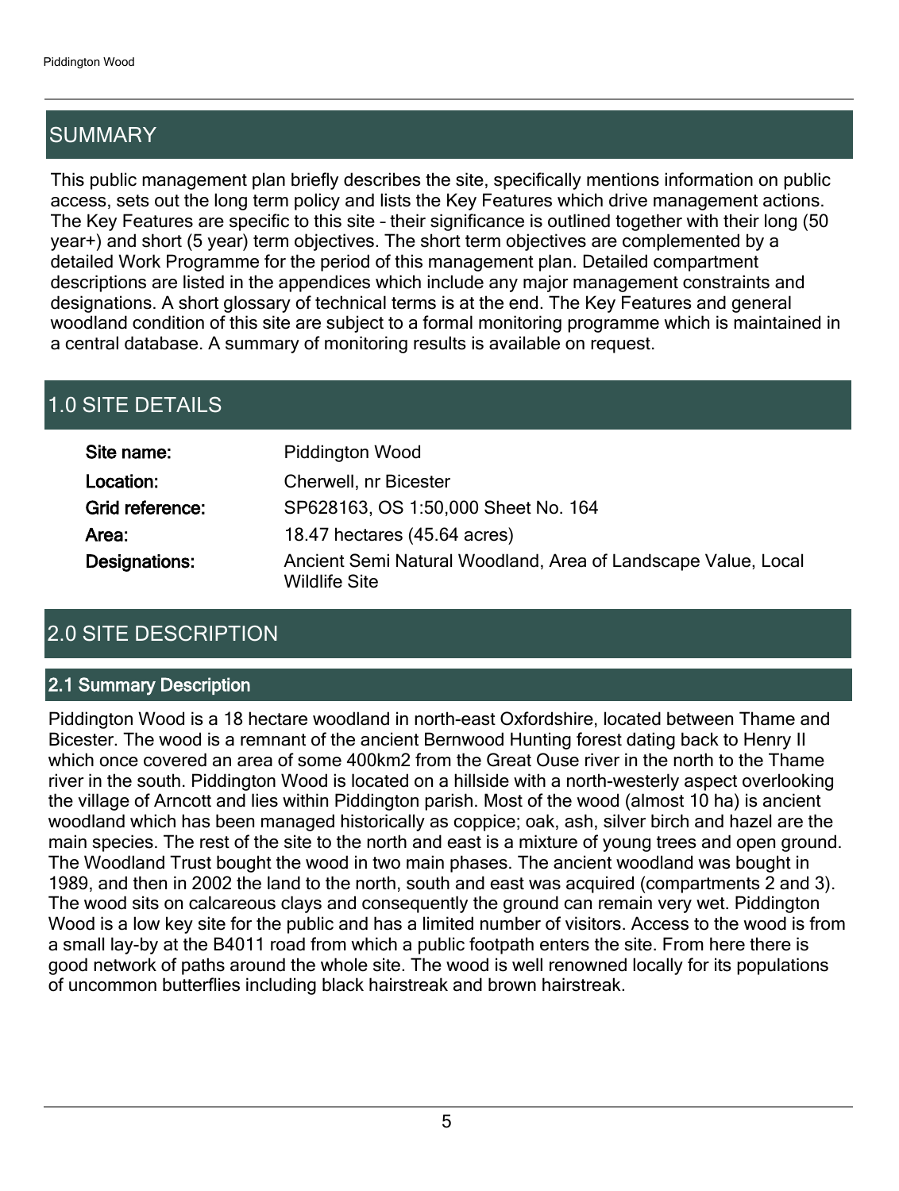## SUMMARY

This public management plan briefly describes the site, specifically mentions information on public access, sets out the long term policy and lists the Key Features which drive management actions. The Key Features are specific to this site – their significance is outlined together with their long (50 year+) and short (5 year) term objectives. The short term objectives are complemented by a detailed Work Programme for the period of this management plan. Detailed compartment descriptions are listed in the appendices which include any major management constraints and designations. A short glossary of technical terms is at the end. The Key Features and general woodland condition of this site are subject to a formal monitoring programme which is maintained in a central database. A summary of monitoring results is available on request.

## 1.0 SITE DETAILS

| | |
|---|---|
| **Site name:** | Piddington Wood |
| **Location:** | Cherwell, nr Bicester |
| **Grid reference:** | SP628163, OS 1:50,000 Sheet No. 164 |
| **Area:** | 18.47 hectares (45.64 acres) |
| **Designations:** | Ancient Semi Natural Woodland, Area of Landscape Value, Local Wildlife Site |

## 2.0 SITE DESCRIPTION

### 2.1 Summary Description

Piddington Wood is a 18 hectare woodland in north-east Oxfordshire, located between Thame and Bicester. The wood is a remnant of the ancient Bernwood Hunting forest dating back to Henry II which once covered an area of some 400km2 from the Great Ouse river in the north to the Thame river in the south. Piddington Wood is located on a hillside with a north-westerly aspect overlooking the village of Arncott and lies within Piddington parish. Most of the wood (almost 10 ha) is ancient woodland which has been managed historically as coppice; oak, ash, silver birch and hazel are the main species. The rest of the site to the north and east is a mixture of young trees and open ground. The Woodland Trust bought the wood in two main phases. The ancient woodland was bought in 1989, and then in 2002 the land to the north, south and east was acquired (compartments 2 and 3). The wood sits on calcareous clays and consequently the ground can remain very wet. Piddington Wood is a low key site for the public and has a limited number of visitors. Access to the wood is from a small lay-by at the B4011 road from which a public footpath enters the site. From here there is good network of paths around the whole site. The wood is well renowned locally for its populations of uncommon butterflies including black hairstreak and brown hairstreak.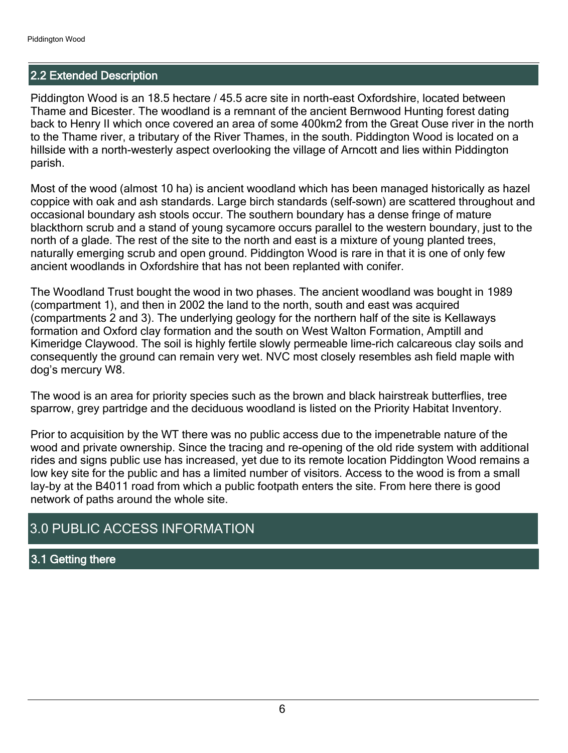## 2.2 Extended Description

Piddington Wood is an 18.5 hectare / 45.5 acre site in north-east Oxfordshire, located between Thame and Bicester. The woodland is a remnant of the ancient Bernwood Hunting forest dating back to Henry II which once covered an area of some 400km2 from the Great Ouse river in the north to the Thame river, a tributary of the River Thames, in the south. Piddington Wood is located on a hillside with a north-westerly aspect overlooking the village of Arncott and lies within Piddington parish.

Most of the wood (almost 10 ha) is ancient woodland which has been managed historically as hazel coppice with oak and ash standards. Large birch standards (self-sown) are scattered throughout and occasional boundary ash stools occur. The southern boundary has a dense fringe of mature blackthorn scrub and a stand of young sycamore occurs parallel to the western boundary, just to the north of a glade. The rest of the site to the north and east is a mixture of young planted trees, naturally emerging scrub and open ground. Piddington Wood is rare in that it is one of only few ancient woodlands in Oxfordshire that has not been replanted with conifer.

The Woodland Trust bought the wood in two phases. The ancient woodland was bought in 1989 (compartment 1), and then in 2002 the land to the north, south and east was acquired (compartments 2 and 3). The underlying geology for the northern half of the site is Kellaways formation and Oxford clay formation and the south on West Walton Formation, Amptill and Kimeridge Claywood. The soil is highly fertile slowly permeable lime-rich calcareous clay soils and consequently the ground can remain very wet. NVC most closely resembles ash field maple with dog's mercury W8.

The wood is an area for priority species such as the brown and black hairstreak butterflies, tree sparrow, grey partridge and the deciduous woodland is listed on the Priority Habitat Inventory.

Prior to acquisition by the WT there was no public access due to the impenetrable nature of the wood and private ownership. Since the tracing and re-opening of the old ride system with additional rides and signs public use has increased, yet due to its remote location Piddington Wood remains a low key site for the public and has a limited number of visitors. Access to the wood is from a small lay-by at the B4011 road from which a public footpath enters the site. From here there is good network of paths around the whole site.

# 3.0 PUBLIC ACCESS INFORMATION

## 3.1 Getting there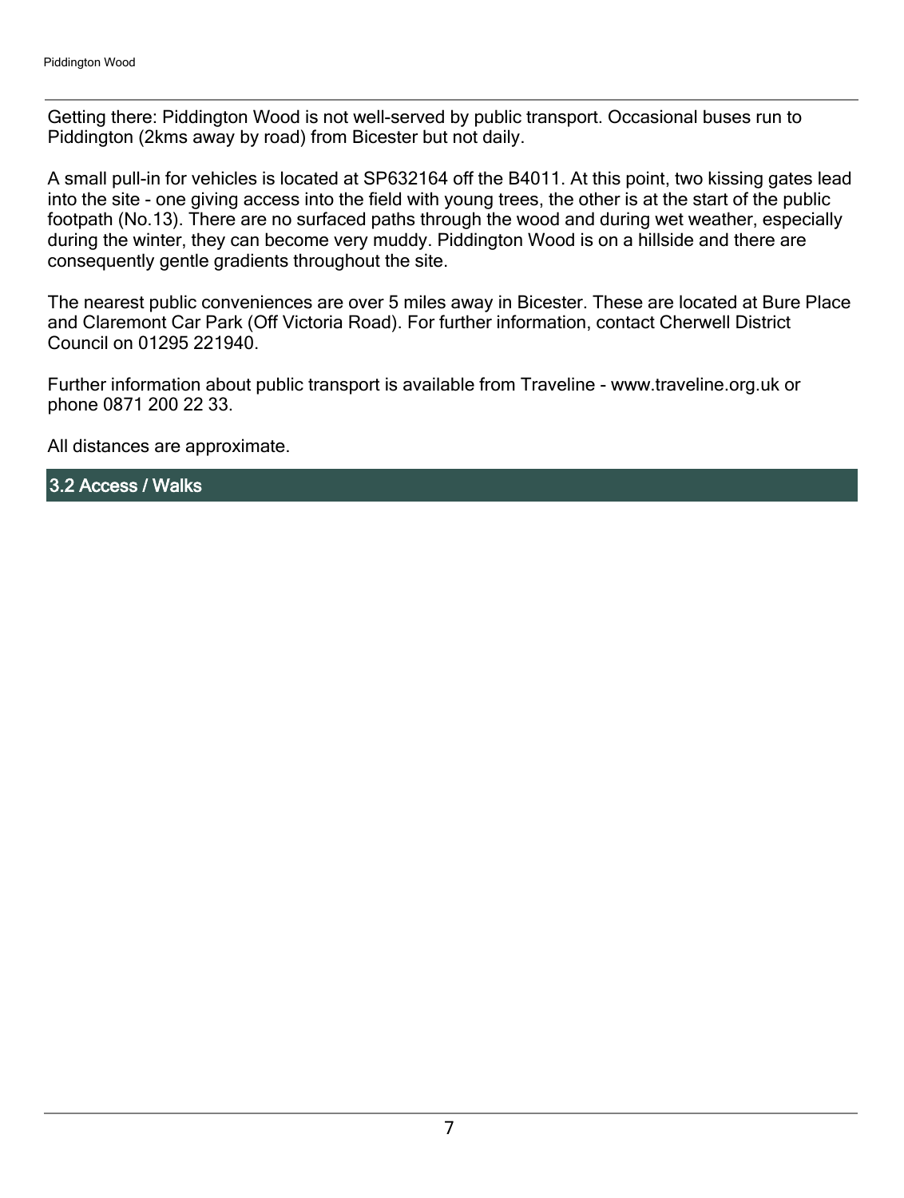Getting there: Piddington Wood is not well-served by public transport. Occasional buses run to Piddington (2kms away by road) from Bicester but not daily.

A small pull-in for vehicles is located at SP632164 off the B4011. At this point, two kissing gates lead into the site - one giving access into the field with young trees, the other is at the start of the public footpath (No.13). There are no surfaced paths through the wood and during wet weather, especially during the winter, they can become very muddy. Piddington Wood is on a hillside and there are consequently gentle gradients throughout the site.

The nearest public conveniences are over 5 miles away in Bicester. These are located at Bure Place and Claremont Car Park (Off Victoria Road). For further information, contact Cherwell District Council on 01295 221940.

Further information about public transport is available from Traveline - www.traveline.org.uk or phone 0871 200 22 33.

All distances are approximate.

## 3.2 Access / Walks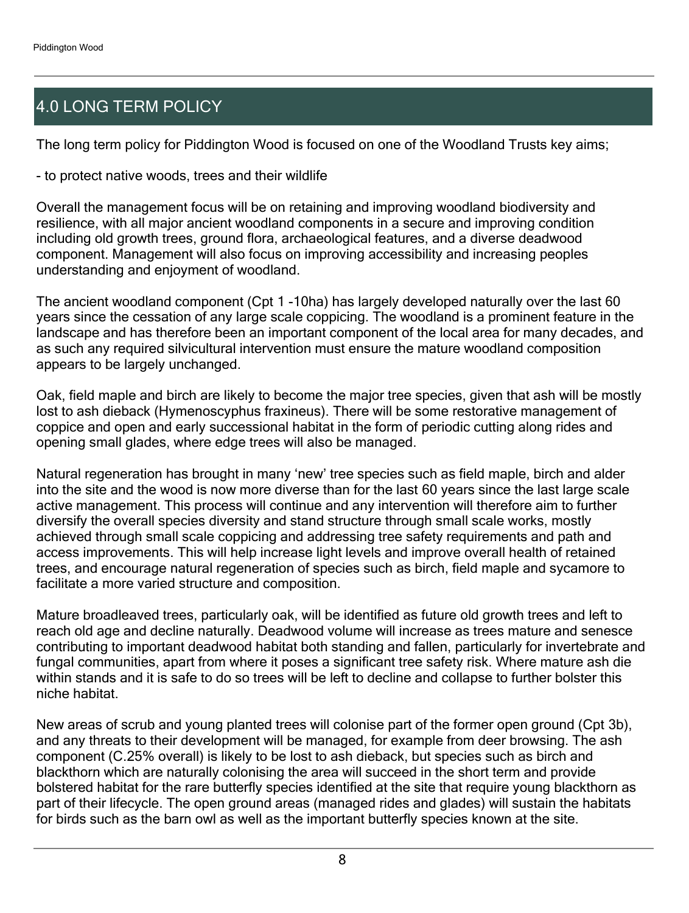## 4.0 LONG TERM POLICY

The long term policy for Piddington Wood is focused on one of the Woodland Trusts key aims;

- to protect native woods, trees and their wildlife

Overall the management focus will be on retaining and improving woodland biodiversity and resilience, with all major ancient woodland components in a secure and improving condition including old growth trees, ground flora, archaeological features, and a diverse deadwood component. Management will also focus on improving accessibility and increasing peoples understanding and enjoyment of woodland.

The ancient woodland component (Cpt 1 -10ha) has largely developed naturally over the last 60 years since the cessation of any large scale coppicing. The woodland is a prominent feature in the landscape and has therefore been an important component of the local area for many decades, and as such any required silvicultural intervention must ensure the mature woodland composition appears to be largely unchanged.

Oak, field maple and birch are likely to become the major tree species, given that ash will be mostly lost to ash dieback (Hymenoscyphus fraxineus). There will be some restorative management of coppice and open and early successional habitat in the form of periodic cutting along rides and opening small glades, where edge trees will also be managed.

Natural regeneration has brought in many 'new' tree species such as field maple, birch and alder into the site and the wood is now more diverse than for the last 60 years since the last large scale active management. This process will continue and any intervention will therefore aim to further diversify the overall species diversity and stand structure through small scale works, mostly achieved through small scale coppicing and addressing tree safety requirements and path and access improvements. This will help increase light levels and improve overall health of retained trees, and encourage natural regeneration of species such as birch, field maple and sycamore to facilitate a more varied structure and composition.

Mature broadleaved trees, particularly oak, will be identified as future old growth trees and left to reach old age and decline naturally. Deadwood volume will increase as trees mature and senesce contributing to important deadwood habitat both standing and fallen, particularly for invertebrate and fungal communities, apart from where it poses a significant tree safety risk. Where mature ash die within stands and it is safe to do so trees will be left to decline and collapse to further bolster this niche habitat.

New areas of scrub and young planted trees will colonise part of the former open ground (Cpt 3b), and any threats to their development will be managed, for example from deer browsing. The ash component (C.25% overall) is likely to be lost to ash dieback, but species such as birch and blackthorn which are naturally colonising the area will succeed in the short term and provide bolstered habitat for the rare butterfly species identified at the site that require young blackthorn as part of their lifecycle. The open ground areas (managed rides and glades) will sustain the habitats for birds such as the barn owl as well as the important butterfly species known at the site.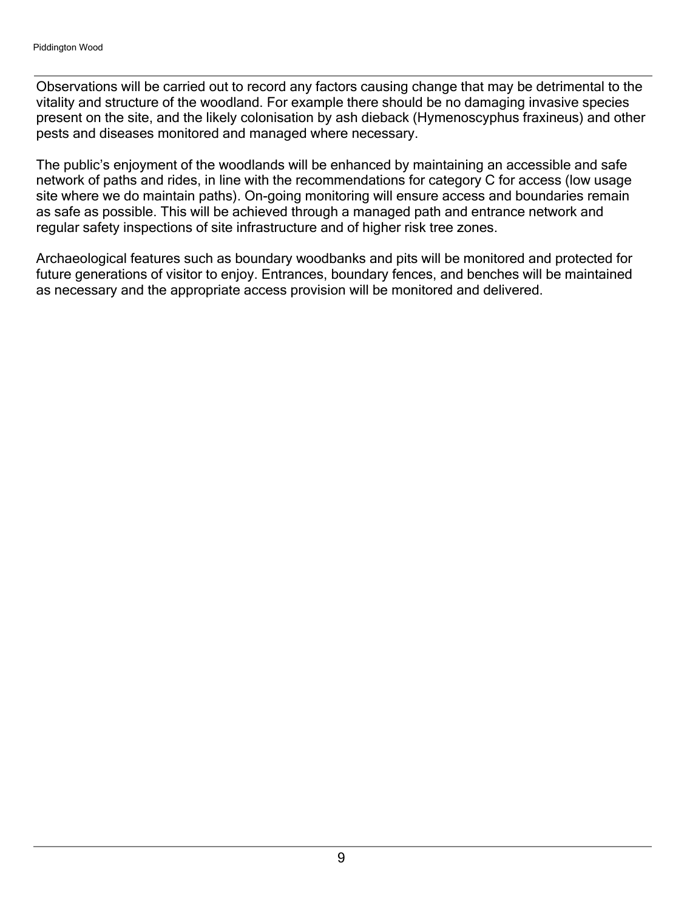Observations will be carried out to record any factors causing change that may be detrimental to the vitality and structure of the woodland. For example there should be no damaging invasive species present on the site, and the likely colonisation by ash dieback (Hymenoscyphus fraxineus) and other pests and diseases monitored and managed where necessary.

The public's enjoyment of the woodlands will be enhanced by maintaining an accessible and safe network of paths and rides, in line with the recommendations for category C for access (low usage site where we do maintain paths). On-going monitoring will ensure access and boundaries remain as safe as possible. This will be achieved through a managed path and entrance network and regular safety inspections of site infrastructure and of higher risk tree zones.

Archaeological features such as boundary woodbanks and pits will be monitored and protected for future generations of visitor to enjoy. Entrances, boundary fences, and benches will be maintained as necessary and the appropriate access provision will be monitored and delivered.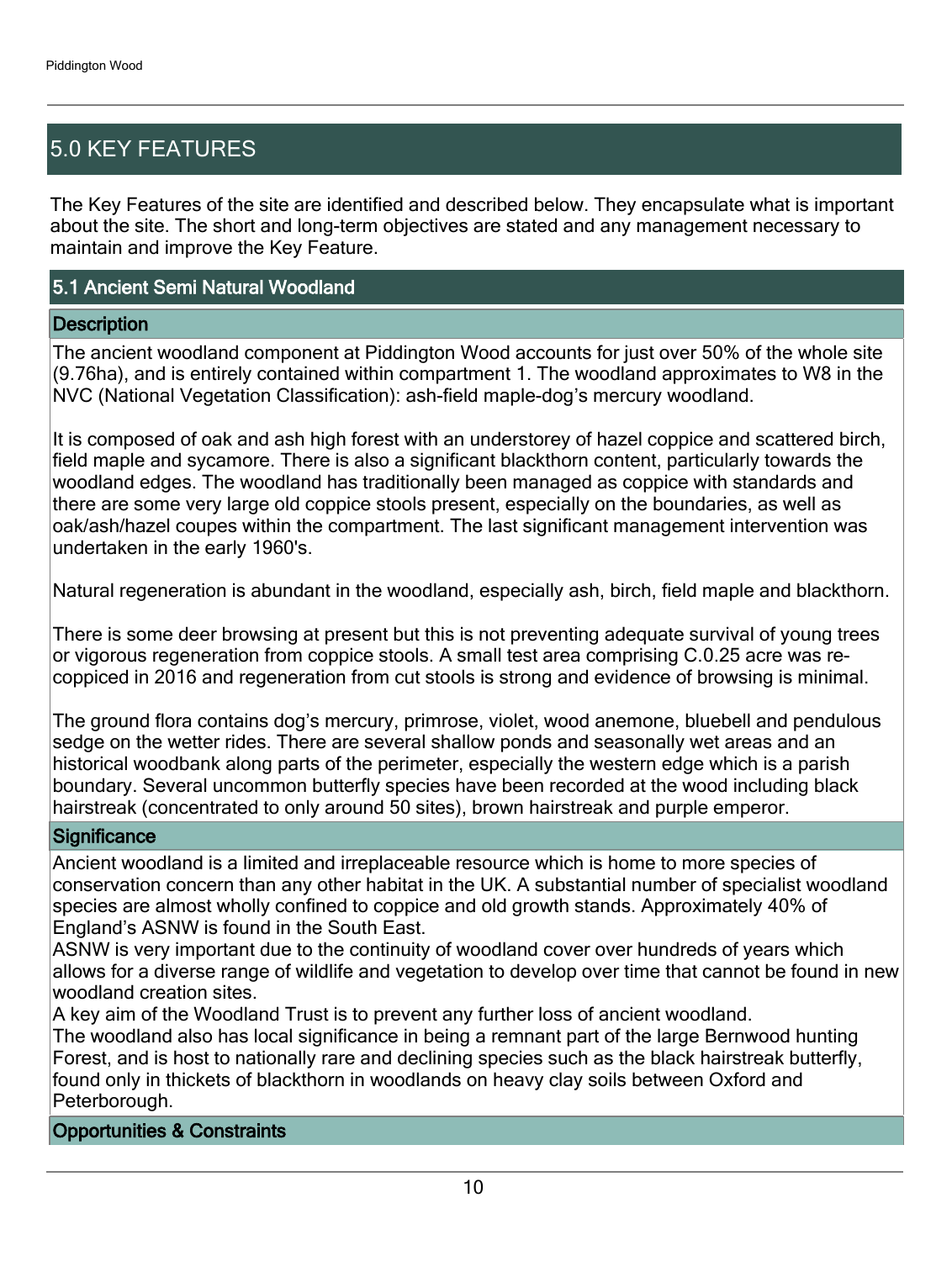## 5.0 KEY FEATURES

The Key Features of the site are identified and described below. They encapsulate what is important about the site. The short and long-term objectives are stated and any management necessary to maintain and improve the Key Feature.

### 5.1 Ancient Semi Natural Woodland

#### Description

The ancient woodland component at Piddington Wood accounts for just over 50% of the whole site (9.76ha), and is entirely contained within compartment 1. The woodland approximates to W8 in the NVC (National Vegetation Classification): ash-field maple-dog's mercury woodland.

It is composed of oak and ash high forest with an understorey of hazel coppice and scattered birch, field maple and sycamore. There is also a significant blackthorn content, particularly towards the woodland edges. The woodland has traditionally been managed as coppice with standards and there are some very large old coppice stools present, especially on the boundaries, as well as oak/ash/hazel coupes within the compartment. The last significant management intervention was undertaken in the early 1960's.

Natural regeneration is abundant in the woodland, especially ash, birch, field maple and blackthorn.

There is some deer browsing at present but this is not preventing adequate survival of young trees or vigorous regeneration from coppice stools. A small test area comprising C.0.25 acre was re-coppiced in 2016 and regeneration from cut stools is strong and evidence of browsing is minimal.

The ground flora contains dog's mercury, primrose, violet, wood anemone, bluebell and pendulous sedge on the wetter rides. There are several shallow ponds and seasonally wet areas and an historical woodbank along parts of the perimeter, especially the western edge which is a parish boundary. Several uncommon butterfly species have been recorded at the wood including black hairstreak (concentrated to only around 50 sites), brown hairstreak and purple emperor.

#### Significance

Ancient woodland is a limited and irreplaceable resource which is home to more species of conservation concern than any other habitat in the UK. A substantial number of specialist woodland species are almost wholly confined to coppice and old growth stands. Approximately 40% of England's ASNW is found in the South East.
ASNW is very important due to the continuity of woodland cover over hundreds of years which allows for a diverse range of wildlife and vegetation to develop over time that cannot be found in new woodland creation sites.
A key aim of the Woodland Trust is to prevent any further loss of ancient woodland.
The woodland also has local significance in being a remnant part of the large Bernwood hunting Forest, and is host to nationally rare and declining species such as the black hairstreak butterfly, found only in thickets of blackthorn in woodlands on heavy clay soils between Oxford and Peterborough.

#### Opportunities & Constraints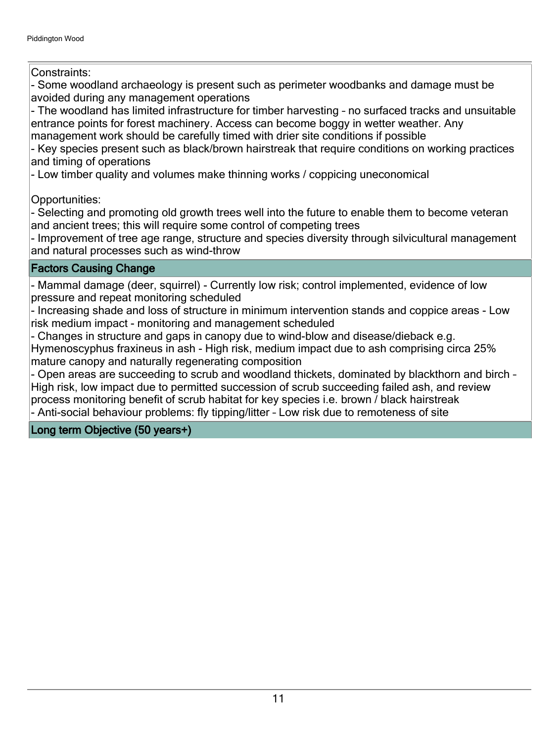Constraints:

- Some woodland archaeology is present such as perimeter woodbanks and damage must be avoided during any management operations
- The woodland has limited infrastructure for timber harvesting – no surfaced tracks and unsuitable entrance points for forest machinery. Access can become boggy in wetter weather. Any management work should be carefully timed with drier site conditions if possible
- Key species present such as black/brown hairstreak that require conditions on working practices and timing of operations
- Low timber quality and volumes make thinning works / coppicing uneconomical

Opportunities:

- Selecting and promoting old growth trees well into the future to enable them to become veteran and ancient trees; this will require some control of competing trees
- Improvement of tree age range, structure and species diversity through silvicultural management and natural processes such as wind-throw

## Factors Causing Change

- Mammal damage (deer, squirrel) - Currently low risk; control implemented, evidence of low pressure and repeat monitoring scheduled
- Increasing shade and loss of structure in minimum intervention stands and coppice areas - Low risk medium impact - monitoring and management scheduled
- Changes in structure and gaps in canopy due to wind-blow and disease/dieback e.g. Hymenoscyphus fraxineus in ash - High risk, medium impact due to ash comprising circa 25% mature canopy and naturally regenerating composition
- Open areas are succeeding to scrub and woodland thickets, dominated by blackthorn and birch – High risk, low impact due to permitted succession of scrub succeeding failed ash, and review process monitoring benefit of scrub habitat for key species i.e. brown / black hairstreak
- Anti-social behaviour problems: fly tipping/litter – Low risk due to remoteness of site

## Long term Objective (50 years+)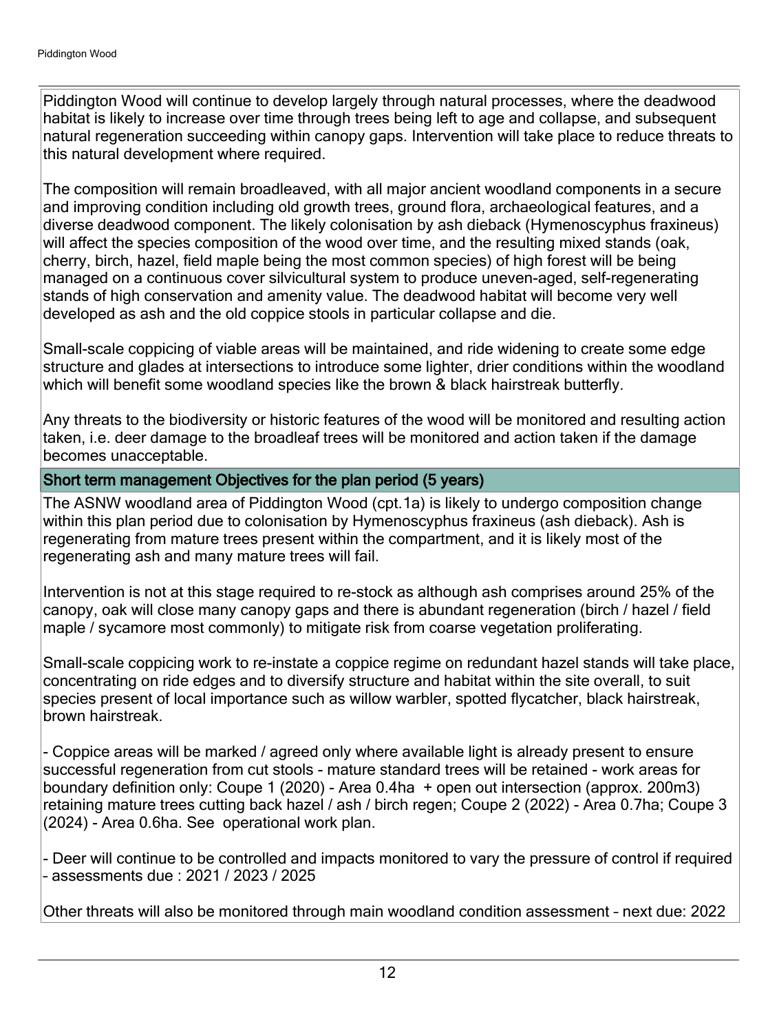Piddington Wood will continue to develop largely through natural processes, where the deadwood habitat is likely to increase over time through trees being left to age and collapse, and subsequent natural regeneration succeeding within canopy gaps. Intervention will take place to reduce threats to this natural development where required.

The composition will remain broadleaved, with all major ancient woodland components in a secure and improving condition including old growth trees, ground flora, archaeological features, and a diverse deadwood component. The likely colonisation by ash dieback (Hymenoscyphus fraxineus) will affect the species composition of the wood over time, and the resulting mixed stands (oak, cherry, birch, hazel, field maple being the most common species) of high forest will be being managed on a continuous cover silvicultural system to produce uneven-aged, self-regenerating stands of high conservation and amenity value. The deadwood habitat will become very well developed as ash and the old coppice stools in particular collapse and die.

Small-scale coppicing of viable areas will be maintained, and ride widening to create some edge structure and glades at intersections to introduce some lighter, drier conditions within the woodland which will benefit some woodland species like the brown & black hairstreak butterfly.

Any threats to the biodiversity or historic features of the wood will be monitored and resulting action taken, i.e. deer damage to the broadleaf trees will be monitored and action taken if the damage becomes unacceptable.

## Short term management Objectives for the plan period (5 years)

The ASNW woodland area of Piddington Wood (cpt.1a) is likely to undergo composition change within this plan period due to colonisation by Hymenoscyphus fraxineus (ash dieback). Ash is regenerating from mature trees present within the compartment, and it is likely most of the regenerating ash and many mature trees will fail.

Intervention is not at this stage required to re-stock as although ash comprises around 25% of the canopy, oak will close many canopy gaps and there is abundant regeneration (birch / hazel / field maple / sycamore most commonly) to mitigate risk from coarse vegetation proliferating.

Small-scale coppicing work to re-instate a coppice regime on redundant hazel stands will take place, concentrating on ride edges and to diversify structure and habitat within the site overall, to suit species present of local importance such as willow warbler, spotted flycatcher, black hairstreak, brown hairstreak.

- Coppice areas will be marked / agreed only where available light is already present to ensure successful regeneration from cut stools - mature standard trees will be retained - work areas for boundary definition only: Coupe 1 (2020) - Area 0.4ha + open out intersection (approx. 200m3) retaining mature trees cutting back hazel / ash / birch regen; Coupe 2 (2022) - Area 0.7ha; Coupe 3 (2024) - Area 0.6ha. See operational work plan.

- Deer will continue to be controlled and impacts monitored to vary the pressure of control if required - assessments due : 2021 / 2023 / 2025

Other threats will also be monitored through main woodland condition assessment – next due: 2022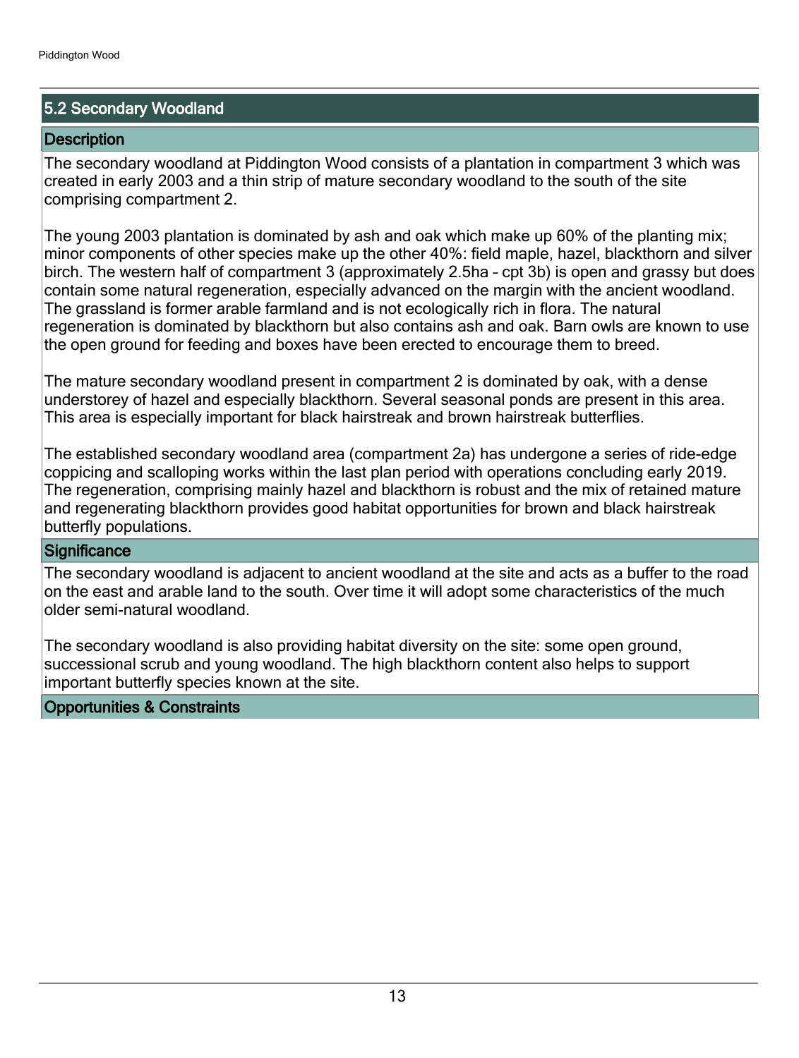## 5.2 Secondary Woodland

### Description

The secondary woodland at Piddington Wood consists of a plantation in compartment 3 which was created in early 2003 and a thin strip of mature secondary woodland to the south of the site comprising compartment 2.

The young 2003 plantation is dominated by ash and oak which make up 60% of the planting mix; minor components of other species make up the other 40%: field maple, hazel, blackthorn and silver birch. The western half of compartment 3 (approximately 2.5ha – cpt 3b) is open and grassy but does contain some natural regeneration, especially advanced on the margin with the ancient woodland. The grassland is former arable farmland and is not ecologically rich in flora. The natural regeneration is dominated by blackthorn but also contains ash and oak. Barn owls are known to use the open ground for feeding and boxes have been erected to encourage them to breed.

The mature secondary woodland present in compartment 2 is dominated by oak, with a dense understorey of hazel and especially blackthorn. Several seasonal ponds are present in this area. This area is especially important for black hairstreak and brown hairstreak butterflies.

The established secondary woodland area (compartment 2a) has undergone a series of ride-edge coppicing and scalloping works within the last plan period with operations concluding early 2019. The regeneration, comprising mainly hazel and blackthorn is robust and the mix of retained mature and regenerating blackthorn provides good habitat opportunities for brown and black hairstreak butterfly populations.

### Significance

The secondary woodland is adjacent to ancient woodland at the site and acts as a buffer to the road on the east and arable land to the south. Over time it will adopt some characteristics of the much older semi-natural woodland.

The secondary woodland is also providing habitat diversity on the site: some open ground, successional scrub and young woodland. The high blackthorn content also helps to support important butterfly species known at the site.

### Opportunities & Constraints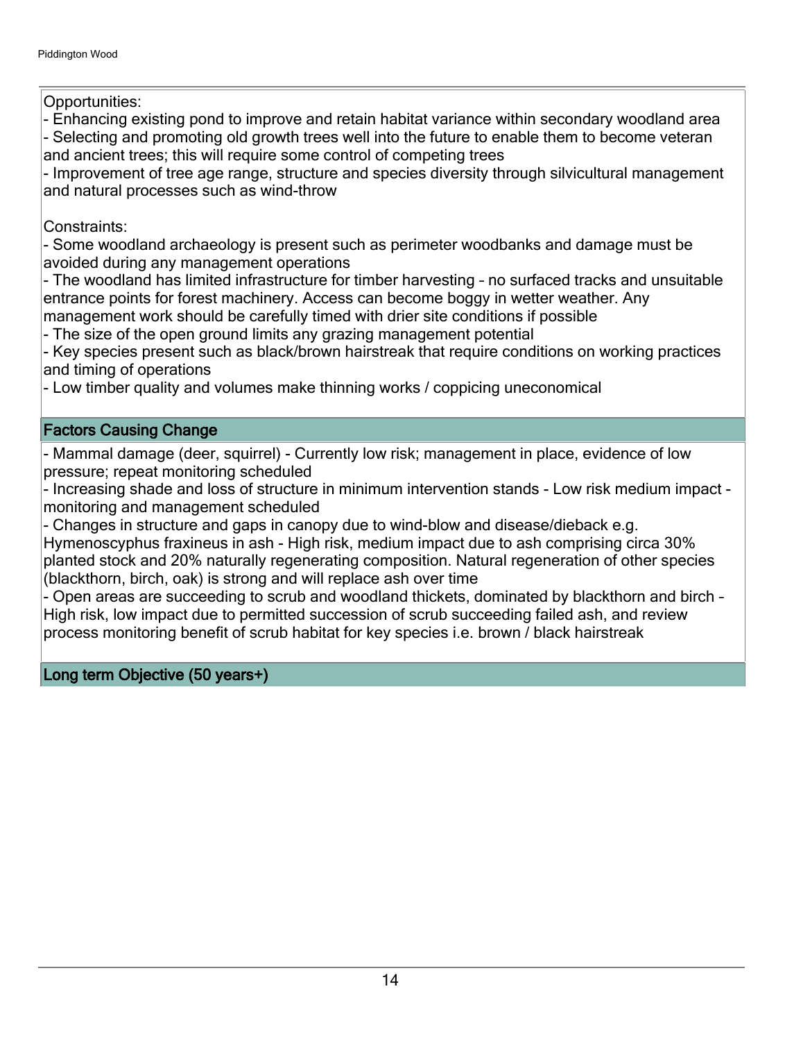Opportunities:

- Enhancing existing pond to improve and retain habitat variance within secondary woodland area
- Selecting and promoting old growth trees well into the future to enable them to become veteran and ancient trees; this will require some control of competing trees
- Improvement of tree age range, structure and species diversity through silvicultural management and natural processes such as wind-throw

Constraints:

- Some woodland archaeology is present such as perimeter woodbanks and damage must be avoided during any management operations
- The woodland has limited infrastructure for timber harvesting – no surfaced tracks and unsuitable entrance points for forest machinery. Access can become boggy in wetter weather. Any management work should be carefully timed with drier site conditions if possible
- The size of the open ground limits any grazing management potential
- Key species present such as black/brown hairstreak that require conditions on working practices and timing of operations
- Low timber quality and volumes make thinning works / coppicing uneconomical

## Factors Causing Change

- Mammal damage (deer, squirrel) - Currently low risk; management in place, evidence of low pressure; repeat monitoring scheduled
- Increasing shade and loss of structure in minimum intervention stands - Low risk medium impact - monitoring and management scheduled
- Changes in structure and gaps in canopy due to wind-blow and disease/dieback e.g. Hymenoscyphus fraxineus in ash - High risk, medium impact due to ash comprising circa 30% planted stock and 20% naturally regenerating composition. Natural regeneration of other species (blackthorn, birch, oak) is strong and will replace ash over time
- Open areas are succeeding to scrub and woodland thickets, dominated by blackthorn and birch – High risk, low impact due to permitted succession of scrub succeeding failed ash, and review process monitoring benefit of scrub habitat for key species i.e. brown / black hairstreak

## Long term Objective (50 years+)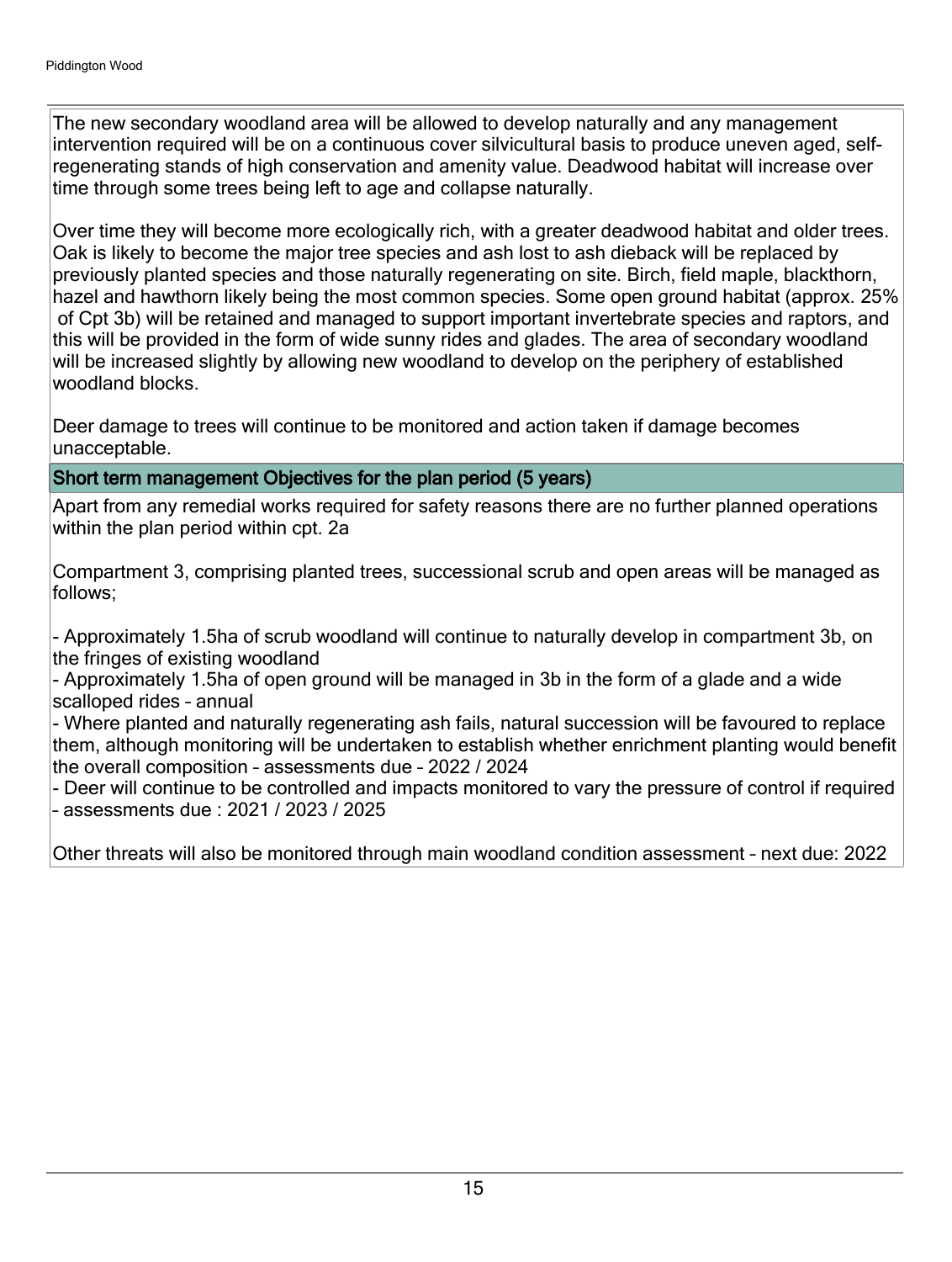The new secondary woodland area will be allowed to develop naturally and any management intervention required will be on a continuous cover silvicultural basis to produce uneven aged, self-regenerating stands of high conservation and amenity value. Deadwood habitat will increase over time through some trees being left to age and collapse naturally.

Over time they will become more ecologically rich, with a greater deadwood habitat and older trees. Oak is likely to become the major tree species and ash lost to ash dieback will be replaced by previously planted species and those naturally regenerating on site. Birch, field maple, blackthorn, hazel and hawthorn likely being the most common species. Some open ground habitat (approx. 25% of Cpt 3b) will be retained and managed to support important invertebrate species and raptors, and this will be provided in the form of wide sunny rides and glades. The area of secondary woodland will be increased slightly by allowing new woodland to develop on the periphery of established woodland blocks.

Deer damage to trees will continue to be monitored and action taken if damage becomes unacceptable.

## Short term management Objectives for the plan period (5 years)

Apart from any remedial works required for safety reasons there are no further planned operations within the plan period within cpt. 2a

Compartment 3, comprising planted trees, successional scrub and open areas will be managed as follows;

- Approximately 1.5ha of scrub woodland will continue to naturally develop in compartment 3b, on the fringes of existing woodland
- Approximately 1.5ha of open ground will be managed in 3b in the form of a glade and a wide scalloped rides – annual
- Where planted and naturally regenerating ash fails, natural succession will be favoured to replace them, although monitoring will be undertaken to establish whether enrichment planting would benefit the overall composition – assessments due – 2022 / 2024
- Deer will continue to be controlled and impacts monitored to vary the pressure of control if required – assessments due : 2021 / 2023 / 2025

Other threats will also be monitored through main woodland condition assessment – next due: 2022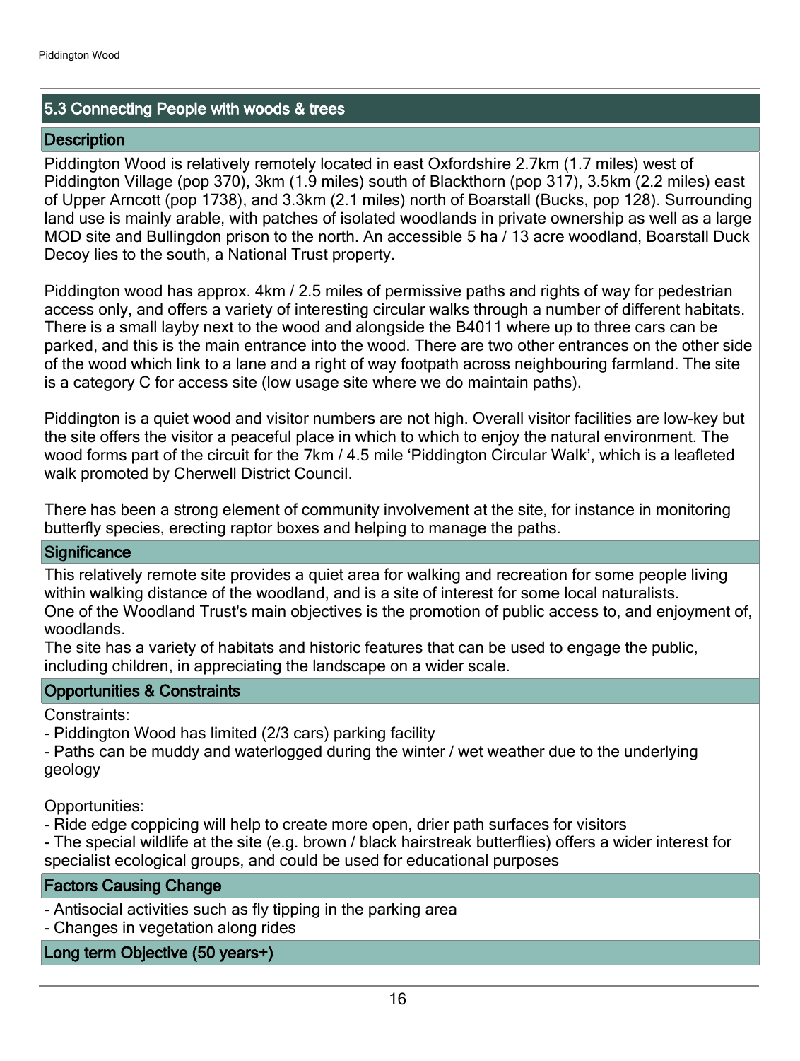## 5.3 Connecting People with woods & trees

### Description

Piddington Wood is relatively remotely located in east Oxfordshire 2.7km (1.7 miles) west of Piddington Village (pop 370), 3km (1.9 miles) south of Blackthorn (pop 317), 3.5km (2.2 miles) east of Upper Arncott (pop 1738), and 3.3km (2.1 miles) north of Boarstall (Bucks, pop 128). Surrounding land use is mainly arable, with patches of isolated woodlands in private ownership as well as a large MOD site and Bullingdon prison to the north. An accessible 5 ha / 13 acre woodland, Boarstall Duck Decoy lies to the south, a National Trust property.

Piddington wood has approx. 4km / 2.5 miles of permissive paths and rights of way for pedestrian access only, and offers a variety of interesting circular walks through a number of different habitats. There is a small layby next to the wood and alongside the B4011 where up to three cars can be parked, and this is the main entrance into the wood. There are two other entrances on the other side of the wood which link to a lane and a right of way footpath across neighbouring farmland. The site is a category C for access site (low usage site where we do maintain paths).

Piddington is a quiet wood and visitor numbers are not high. Overall visitor facilities are low-key but the site offers the visitor a peaceful place in which to which to enjoy the natural environment. The wood forms part of the circuit for the 7km / 4.5 mile 'Piddington Circular Walk', which is a leafleted walk promoted by Cherwell District Council.

There has been a strong element of community involvement at the site, for instance in monitoring butterfly species, erecting raptor boxes and helping to manage the paths.

### Significance

This relatively remote site provides a quiet area for walking and recreation for some people living within walking distance of the woodland, and is a site of interest for some local naturalists.
One of the Woodland Trust's main objectives is the promotion of public access to, and enjoyment of, woodlands.
The site has a variety of habitats and historic features that can be used to engage the public, including children, in appreciating the landscape on a wider scale.

### Opportunities & Constraints

Constraints:
- Piddington Wood has limited (2/3 cars) parking facility
- Paths can be muddy and waterlogged during the winter / wet weather due to the underlying geology

Opportunities:
- Ride edge coppicing will help to create more open, drier path surfaces for visitors
- The special wildlife at the site (e.g. brown / black hairstreak butterflies) offers a wider interest for specialist ecological groups, and could be used for educational purposes

### Factors Causing Change

- Antisocial activities such as fly tipping in the parking area
- Changes in vegetation along rides

### Long term Objective (50 years+)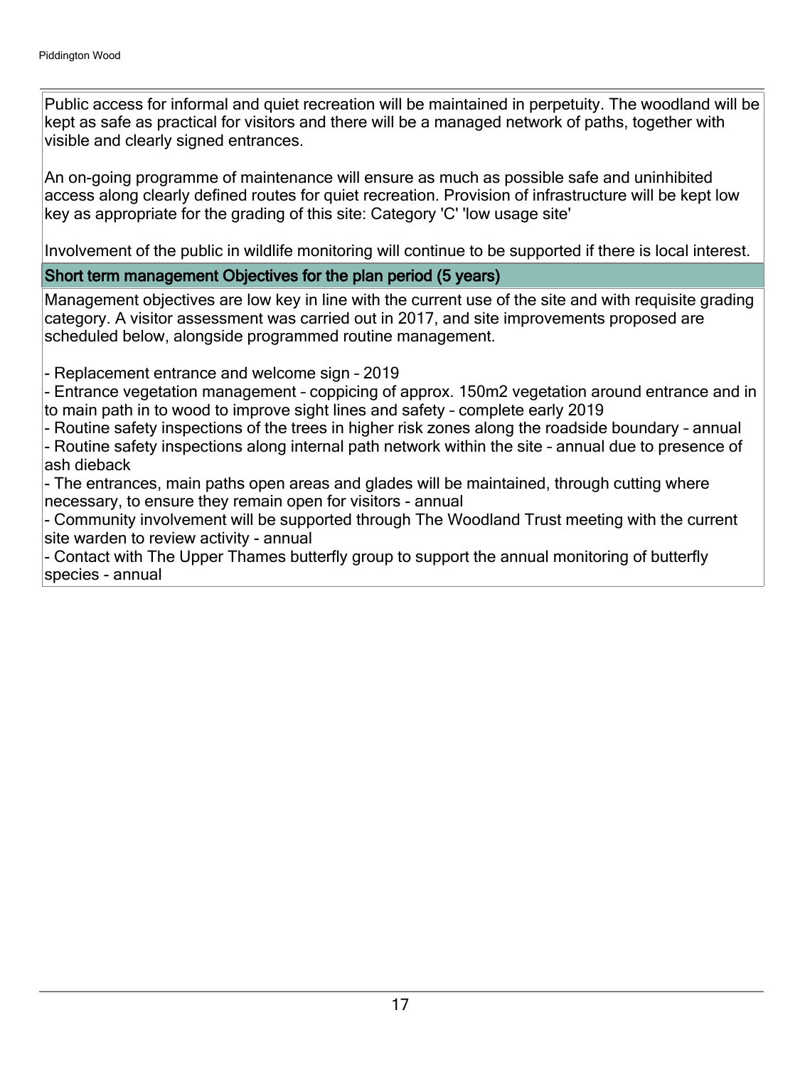Public access for informal and quiet recreation will be maintained in perpetuity. The woodland will be kept as safe as practical for visitors and there will be a managed network of paths, together with visible and clearly signed entrances.

An on-going programme of maintenance will ensure as much as possible safe and uninhibited access along clearly defined routes for quiet recreation. Provision of infrastructure will be kept low key as appropriate for the grading of this site: Category 'C' 'low usage site'

Involvement of the public in wildlife monitoring will continue to be supported if there is local interest.

### Short term management Objectives for the plan period (5 years)

Management objectives are low key in line with the current use of the site and with requisite grading category. A visitor assessment was carried out in 2017, and site improvements proposed are scheduled below, alongside programmed routine management.

- Replacement entrance and welcome sign – 2019
- Entrance vegetation management – coppicing of approx. 150m2 vegetation around entrance and in to main path in to wood to improve sight lines and safety – complete early 2019
- Routine safety inspections of the trees in higher risk zones along the roadside boundary – annual
- Routine safety inspections along internal path network within the site – annual due to presence of ash dieback
- The entrances, main paths open areas and glades will be maintained, through cutting where necessary, to ensure they remain open for visitors - annual
- Community involvement will be supported through The Woodland Trust meeting with the current site warden to review activity - annual
- Contact with The Upper Thames butterfly group to support the annual monitoring of butterfly species - annual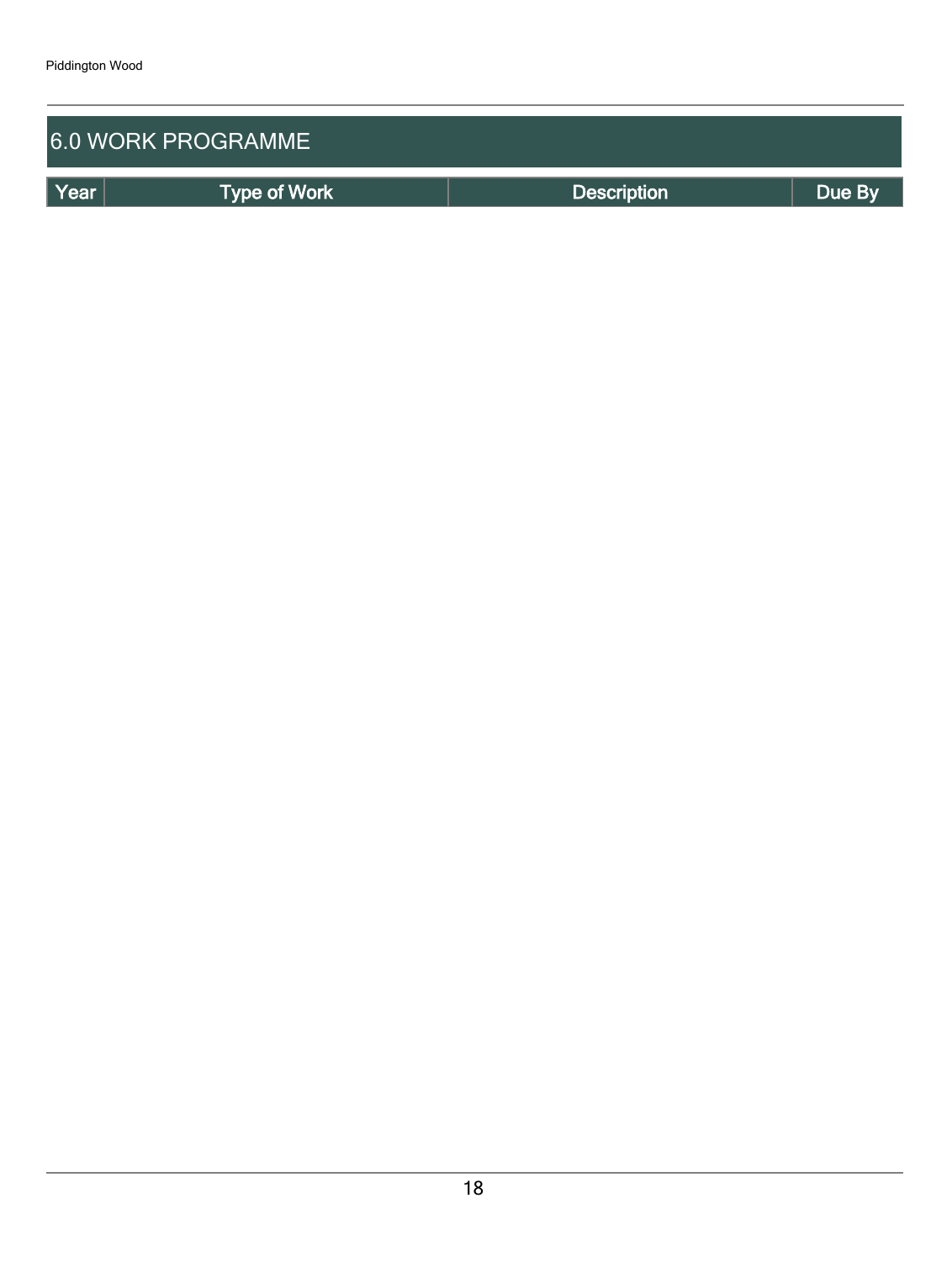# 6.0 WORK PROGRAMME

| Year | Type of Work | Description | Due By |
| --- | --- | --- | --- |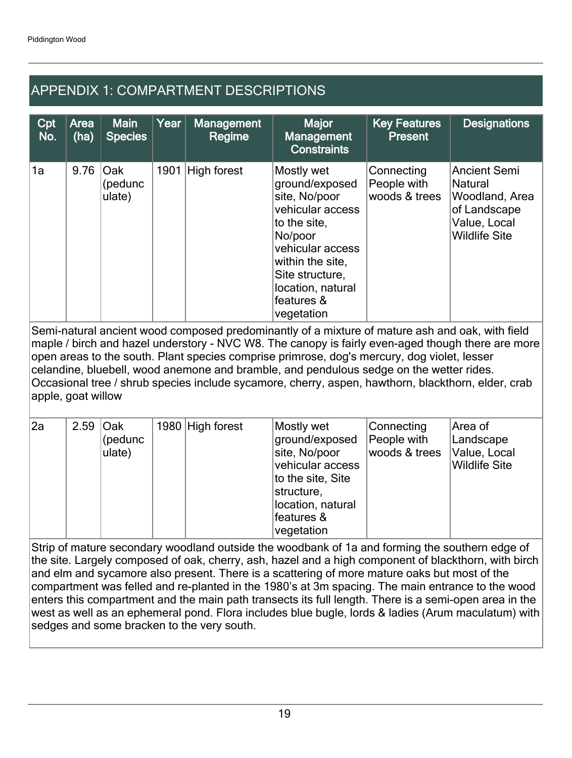## APPENDIX 1: COMPARTMENT DESCRIPTIONS

| Cpt No. | Area (ha) | Main Species | Year | Management Regime | Major Management Constraints | Key Features Present | Designations |
|---|---|---|---|---|---|---|---|
| 1a | 9.76 | Oak (pedunculate) | 1901 | High forest | Mostly wet ground/exposed site, No/poor vehicular access to the site, No/poor vehicular access within the site, Site structure, location, natural features & vegetation | Connecting People with woods & trees | Ancient Semi Natural Woodland, Area of Landscape Value, Local Wildlife Site |
| Semi-natural ancient wood composed predominantly of a mixture of mature ash and oak, with field maple / birch and hazel understory - NVC W8. The canopy is fairly even-aged though there are more open areas to the south. Plant species comprise primrose, dog's mercury, dog violet, lesser celandine, bluebell, wood anemone and bramble, and pendulous sedge on the wetter rides. Occasional tree / shrub species include sycamore, cherry, aspen, hawthorn, blackthorn, elder, crab apple, goat willow | | | | | | | |
| 2a | 2.59 | Oak (pedunculate) | 1980 | High forest | Mostly wet ground/exposed site, No/poor vehicular access to the site, Site structure, location, natural features & vegetation | Connecting People with woods & trees | Area of Landscape Value, Local Wildlife Site |
| Strip of mature secondary woodland outside the woodbank of 1a and forming the southern edge of the site. Largely composed of oak, cherry, ash, hazel and a high component of blackthorn, with birch and elm and sycamore also present. There is a scattering of more mature oaks but most of the compartment was felled and re-planted in the 1980's at 3m spacing. The main entrance to the wood enters this compartment and the main path transects its full length. There is a semi-open area in the west as well as an ephemeral pond. Flora includes blue bugle, lords & ladies (Arum maculatum) with sedges and some bracken to the very south. | | | | | | | |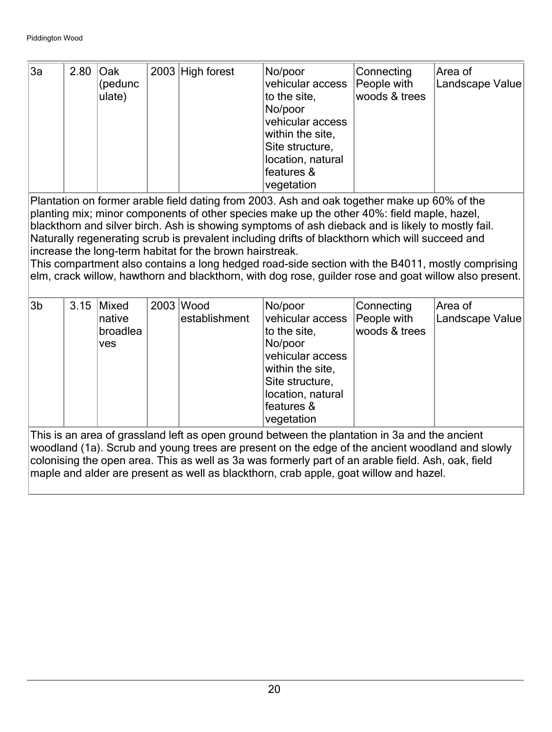| 3a | 2.80 | Oak (pedunculate) | 2003 | High forest | No/poor vehicular access to the site, No/poor vehicular access within the site, Site structure, location, natural features & vegetation | Connecting People with woods & trees | Area of Landscape Value |
|---|---|---|---|---|---|---|---|

Plantation on former arable field dating from 2003. Ash and oak together make up 60% of the planting mix; minor components of other species make up the other 40%: field maple, hazel, blackthorn and silver birch. Ash is showing symptoms of ash dieback and is likely to mostly fail. Naturally regenerating scrub is prevalent including drifts of blackthorn which will succeed and increase the long-term habitat for the brown hairstreak.
This compartment also contains a long hedged road-side section with the B4011, mostly comprising elm, crack willow, hawthorn and blackthorn, with dog rose, guilder rose and goat willow also present.

| 3b | 3.15 | Mixed native broadleaves | 2003 | Wood establishment | No/poor vehicular access to the site, No/poor vehicular access within the site, Site structure, location, natural features & vegetation | Connecting People with woods & trees | Area of Landscape Value |
|---|---|---|---|---|---|---|---|

This is an area of grassland left as open ground between the plantation in 3a and the ancient woodland (1a). Scrub and young trees are present on the edge of the ancient woodland and slowly colonising the open area. This as well as 3a was formerly part of an arable field. Ash, oak, field maple and alder are present as well as blackthorn, crab apple, goat willow and hazel.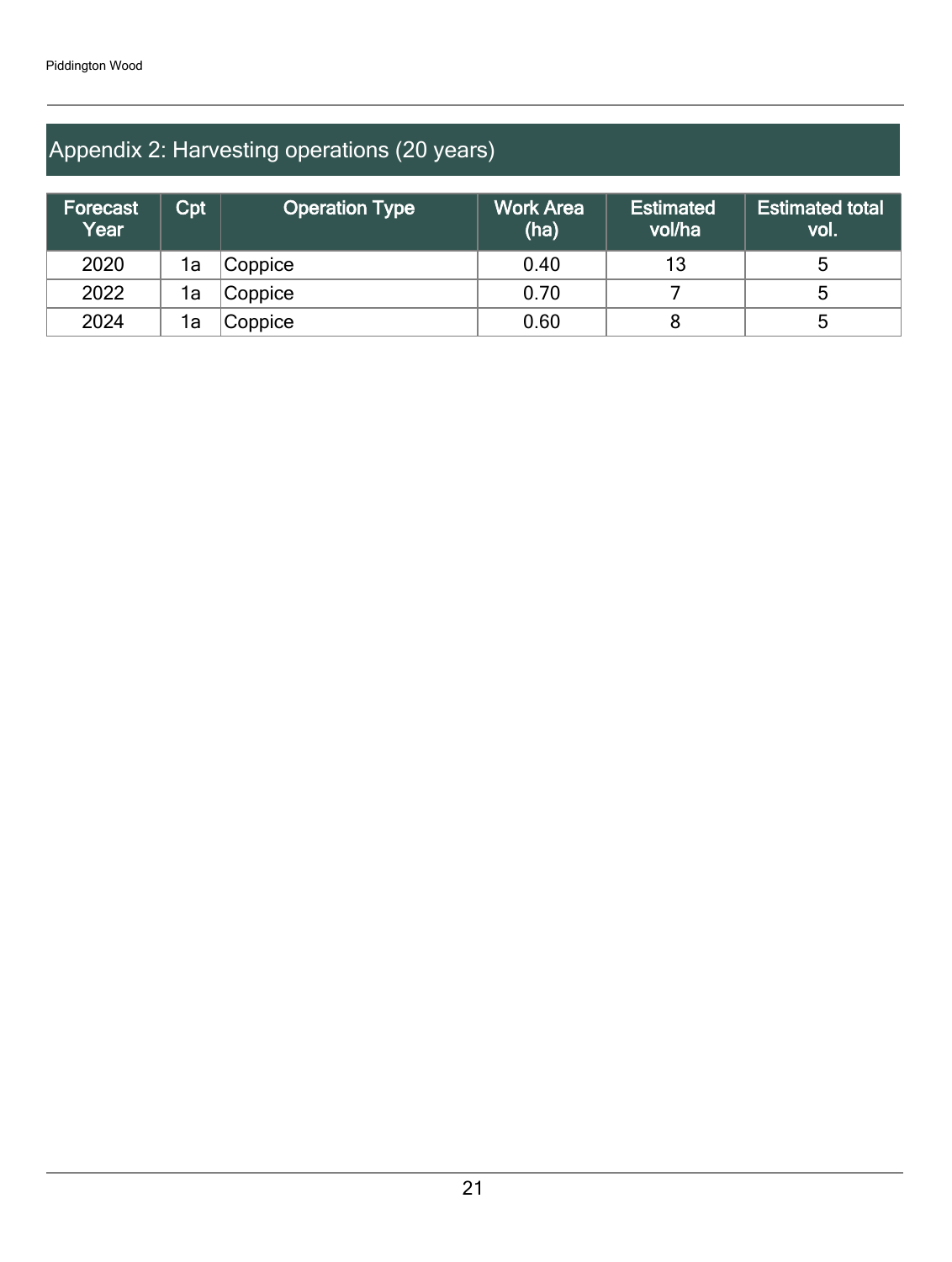## Appendix 2: Harvesting operations (20 years)

| Forecast Year | Cpt | Operation Type | Work Area (ha) | Estimated vol/ha | Estimated total vol. |
|---|---|---|---|---|---|
| 2020 | 1a | Coppice | 0.40 | 13 | 5 |
| 2022 | 1a | Coppice | 0.70 | 7 | 5 |
| 2024 | 1a | Coppice | 0.60 | 8 | 5 |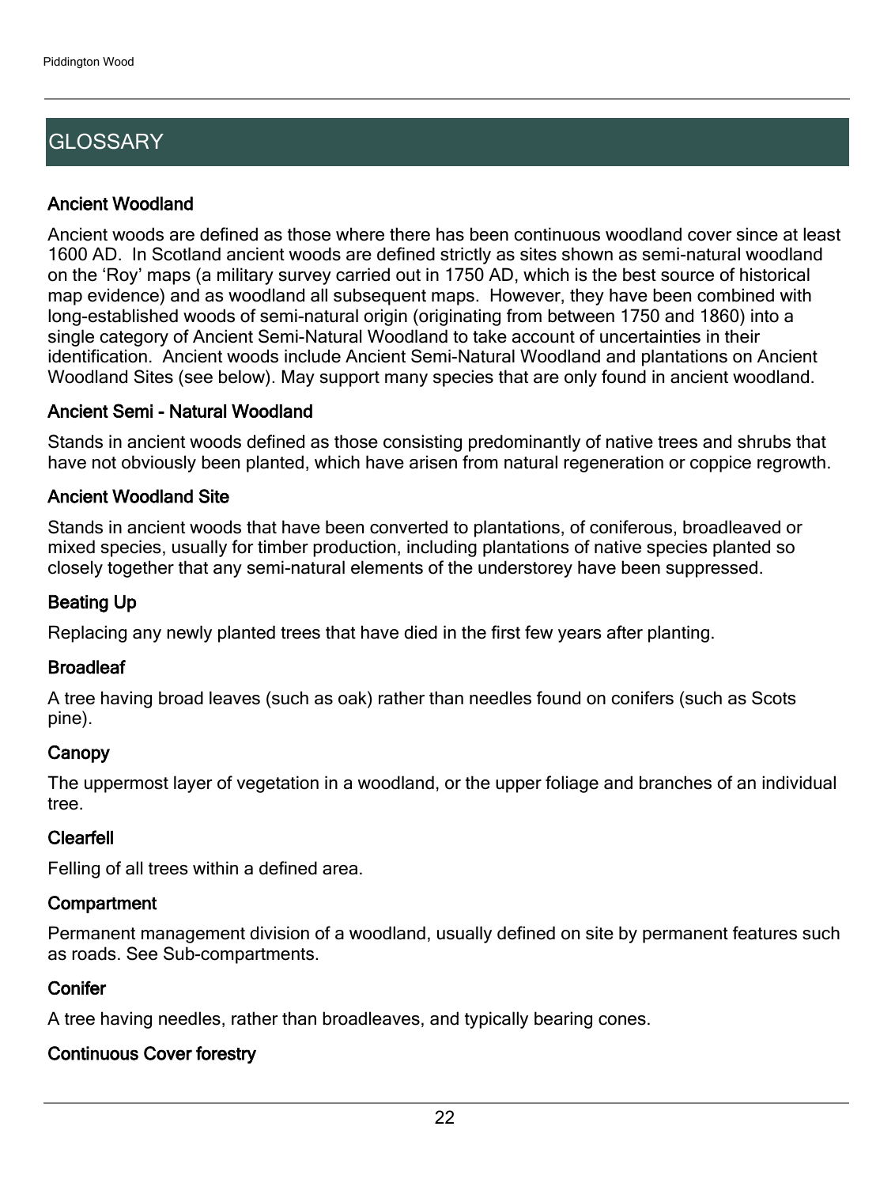## GLOSSARY

### Ancient Woodland

Ancient woods are defined as those where there has been continuous woodland cover since at least 1600 AD. In Scotland ancient woods are defined strictly as sites shown as semi-natural woodland on the 'Roy' maps (a military survey carried out in 1750 AD, which is the best source of historical map evidence) and as woodland all subsequent maps. However, they have been combined with long-established woods of semi-natural origin (originating from between 1750 and 1860) into a single category of Ancient Semi-Natural Woodland to take account of uncertainties in their identification. Ancient woods include Ancient Semi-Natural Woodland and plantations on Ancient Woodland Sites (see below). May support many species that are only found in ancient woodland.

### Ancient Semi - Natural Woodland

Stands in ancient woods defined as those consisting predominantly of native trees and shrubs that have not obviously been planted, which have arisen from natural regeneration or coppice regrowth.

### Ancient Woodland Site

Stands in ancient woods that have been converted to plantations, of coniferous, broadleaved or mixed species, usually for timber production, including plantations of native species planted so closely together that any semi-natural elements of the understorey have been suppressed.

### Beating Up

Replacing any newly planted trees that have died in the first few years after planting.

### Broadleaf

A tree having broad leaves (such as oak) rather than needles found on conifers (such as Scots pine).

### Canopy

The uppermost layer of vegetation in a woodland, or the upper foliage and branches of an individual tree.

### Clearfell

Felling of all trees within a defined area.

### Compartment

Permanent management division of a woodland, usually defined on site by permanent features such as roads. See Sub-compartments.

### Conifer

A tree having needles, rather than broadleaves, and typically bearing cones.

### Continuous Cover forestry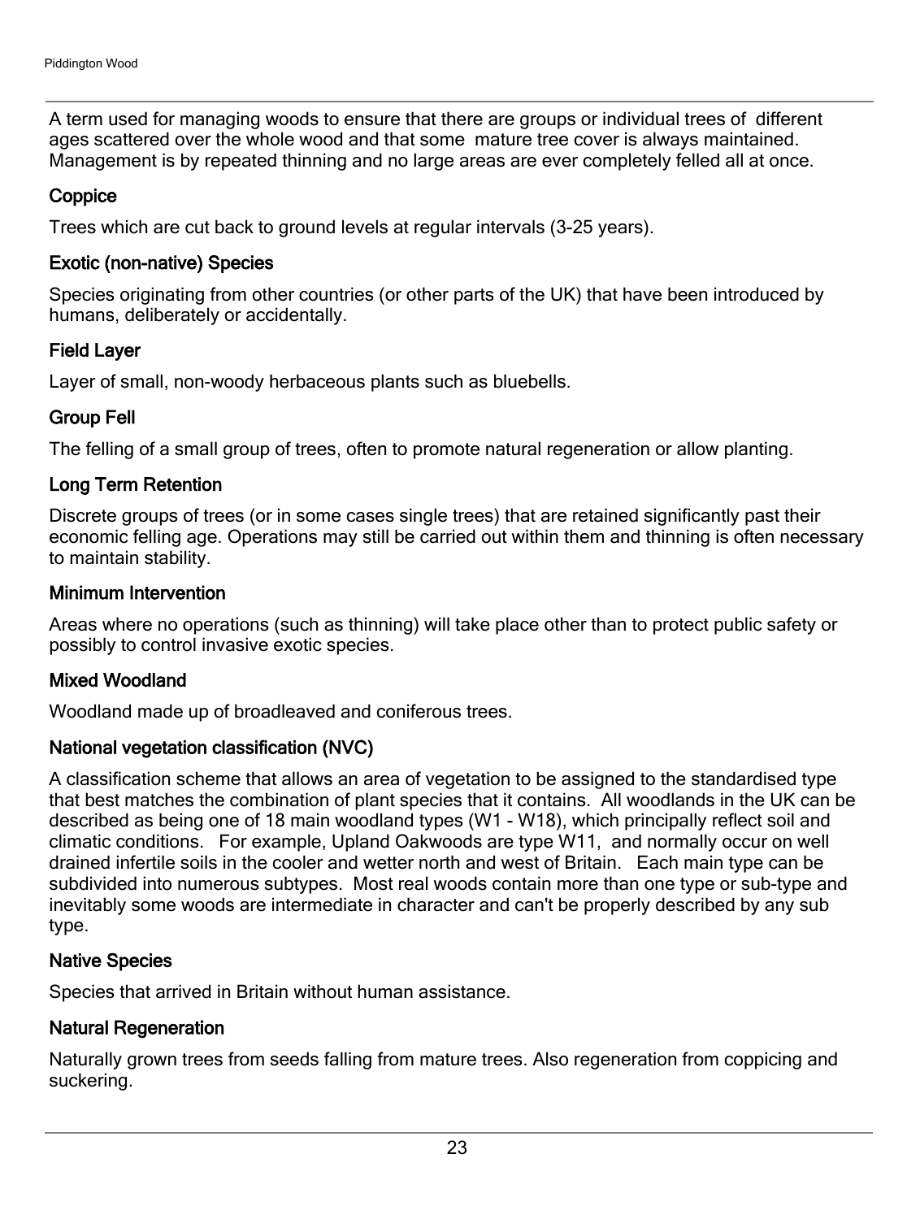A term used for managing woods to ensure that there are groups or individual trees of different ages scattered over the whole wood and that some mature tree cover is always maintained. Management is by repeated thinning and no large areas are ever completely felled all at once.

### Coppice

Trees which are cut back to ground levels at regular intervals (3-25 years).

### Exotic (non-native) Species

Species originating from other countries (or other parts of the UK) that have been introduced by humans, deliberately or accidentally.

### Field Layer

Layer of small, non-woody herbaceous plants such as bluebells.

### Group Fell

The felling of a small group of trees, often to promote natural regeneration or allow planting.

### Long Term Retention

Discrete groups of trees (or in some cases single trees) that are retained significantly past their economic felling age. Operations may still be carried out within them and thinning is often necessary to maintain stability.

### Minimum Intervention

Areas where no operations (such as thinning) will take place other than to protect public safety or possibly to control invasive exotic species.

### Mixed Woodland

Woodland made up of broadleaved and coniferous trees.

### National vegetation classification (NVC)

A classification scheme that allows an area of vegetation to be assigned to the standardised type that best matches the combination of plant species that it contains. All woodlands in the UK can be described as being one of 18 main woodland types (W1 - W18), which principally reflect soil and climatic conditions. For example, Upland Oakwoods are type W11, and normally occur on well drained infertile soils in the cooler and wetter north and west of Britain. Each main type can be subdivided into numerous subtypes. Most real woods contain more than one type or sub-type and inevitably some woods are intermediate in character and can't be properly described by any sub type.

### Native Species

Species that arrived in Britain without human assistance.

### Natural Regeneration

Naturally grown trees from seeds falling from mature trees. Also regeneration from coppicing and suckering.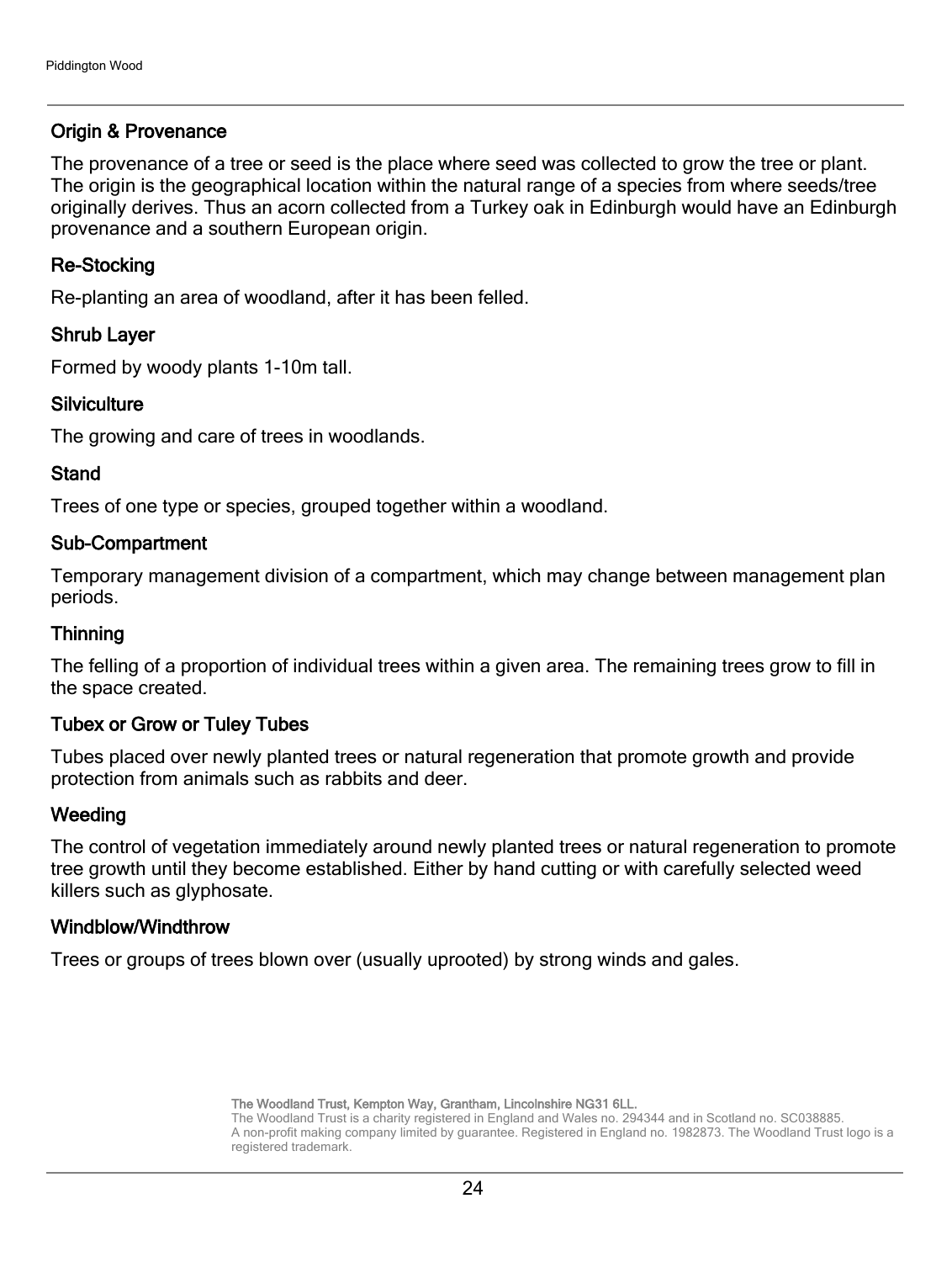### Origin & Provenance

The provenance of a tree or seed is the place where seed was collected to grow the tree or plant. The origin is the geographical location within the natural range of a species from where seeds/tree originally derives. Thus an acorn collected from a Turkey oak in Edinburgh would have an Edinburgh provenance and a southern European origin.

### Re-Stocking

Re-planting an area of woodland, after it has been felled.

### Shrub Layer

Formed by woody plants 1-10m tall.

### Silviculture

The growing and care of trees in woodlands.

### Stand

Trees of one type or species, grouped together within a woodland.

### Sub-Compartment

Temporary management division of a compartment, which may change between management plan periods.

### Thinning

The felling of a proportion of individual trees within a given area. The remaining trees grow to fill in the space created.

### Tubex or Grow or Tuley Tubes

Tubes placed over newly planted trees or natural regeneration that promote growth and provide protection from animals such as rabbits and deer.

### Weeding

The control of vegetation immediately around newly planted trees or natural regeneration to promote tree growth until they become established. Either by hand cutting or with carefully selected weed killers such as glyphosate.

### Windblow/Windthrow

Trees or groups of trees blown over (usually uprooted) by strong winds and gales.

**The Woodland Trust, Kempton Way, Grantham, Lincolnshire NG31 6LL.**
The Woodland Trust is a charity registered in England and Wales no. 294344 and in Scotland no. SC038885.
A non-profit making company limited by guarantee. Registered in England no. 1982873. The Woodland Trust logo is a registered trademark.